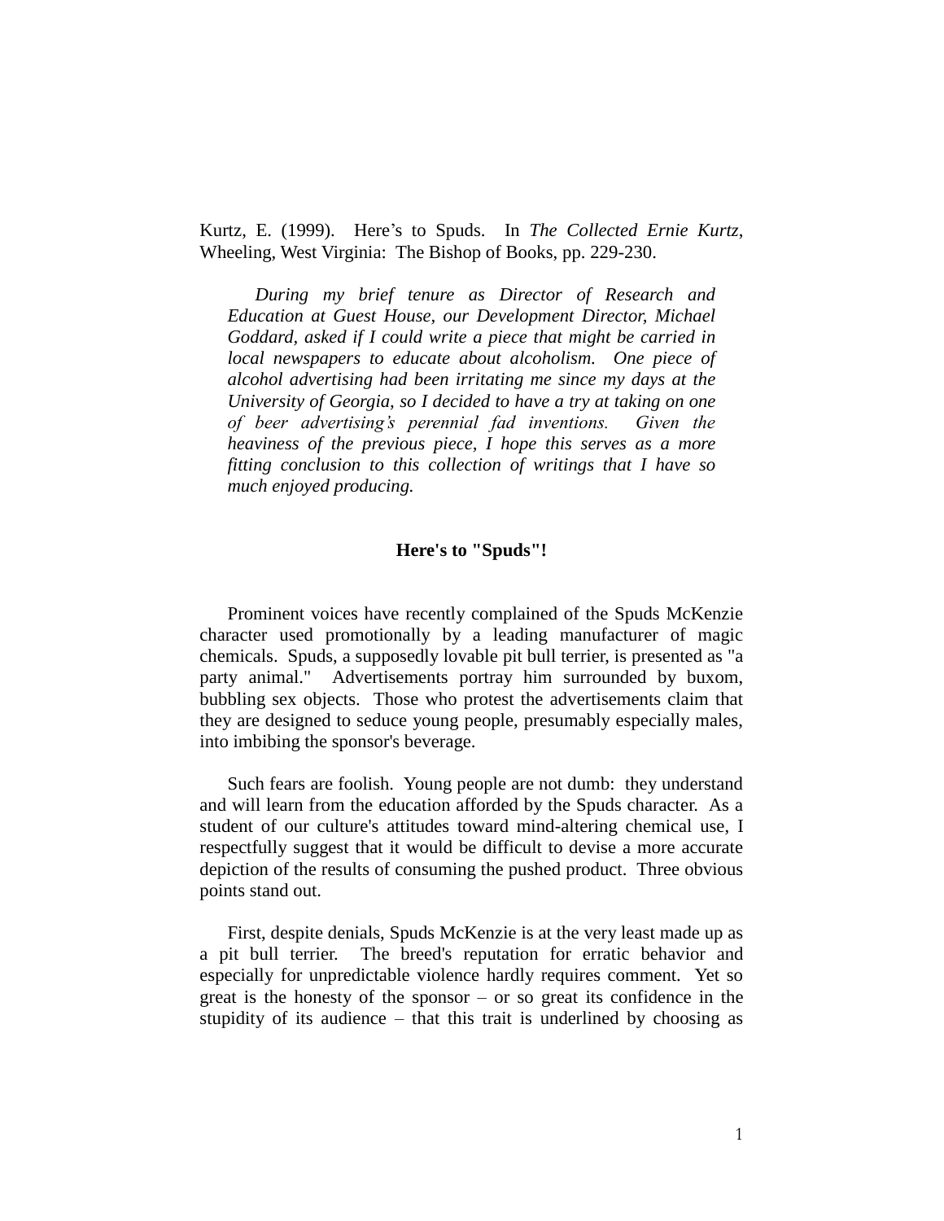Kurtz, E. (1999). Here's to Spuds. In *The Collected Ernie Kurtz*, Wheeling, West Virginia: The Bishop of Books, pp. 229-230.

> *During my brief tenure as Director of Research and Education at Guest House, our Development Director, Michael Goddard, asked if I could write a piece that might be carried in local newspapers to educate about alcoholism. One piece of alcohol advertising had been irritating me since my days at the University of Georgia, so I decided to have a try at taking on one of beer advertising's perennial fad inventions. Given the heaviness of the previous piece, I hope this serves as a more fitting conclusion to this collection of writings that I have so much enjoyed producing.*

**Here's to "Spuds"!**

Prominent voices have recently complained of the Spuds McKenzie character used promotionally by a leading manufacturer of magic chemicals. Spuds, a supposedly lovable pit bull terrier, is presented as "a party animal." Advertisements portray him surrounded by buxom, bubbling sex objects. Those who protest the advertisements claim that they are designed to seduce young people, presumably especially males, into imbibing the sponsor's beverage.

Such fears are foolish. Young people are not dumb: they understand and will learn from the education afforded by the Spuds character. As a student of our culture's attitudes toward mind-altering chemical use, I respectfully suggest that it would be difficult to devise a more accurate depiction of the results of consuming the pushed product. Three obvious points stand out.

First, despite denials, Spuds McKenzie is at the very least made up as a pit bull terrier. The breed's reputation for erratic behavior and especially for unpredictable violence hardly requires comment. Yet so great is the honesty of the sponsor – or so great its confidence in the stupidity of its audience – that this trait is underlined by choosing as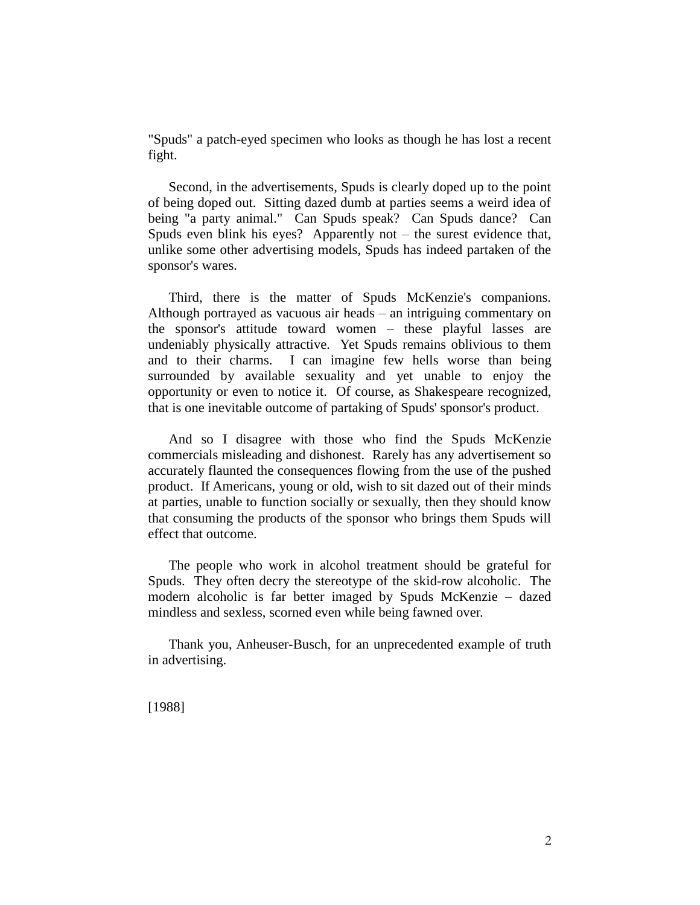"Spuds" a patch-eyed specimen who looks as though he has lost a recent fight.

Second, in the advertisements, Spuds is clearly doped up to the point of being doped out. Sitting dazed dumb at parties seems a weird idea of being "a party animal." Can Spuds speak? Can Spuds dance? Can Spuds even blink his eyes? Apparently not – the surest evidence that, unlike some other advertising models, Spuds has indeed partaken of the sponsor's wares.

Third, there is the matter of Spuds McKenzie's companions. Although portrayed as vacuous air heads – an intriguing commentary on the sponsor's attitude toward women – these playful lasses are undeniably physically attractive. Yet Spuds remains oblivious to them and to their charms. I can imagine few hells worse than being surrounded by available sexuality and yet unable to enjoy the opportunity or even to notice it. Of course, as Shakespeare recognized, that is one inevitable outcome of partaking of Spuds' sponsor's product.

And so I disagree with those who find the Spuds McKenzie commercials misleading and dishonest. Rarely has any advertisement so accurately flaunted the consequences flowing from the use of the pushed product. If Americans, young or old, wish to sit dazed out of their minds at parties, unable to function socially or sexually, then they should know that consuming the products of the sponsor who brings them Spuds will effect that outcome.

The people who work in alcohol treatment should be grateful for Spuds. They often decry the stereotype of the skid-row alcoholic. The modern alcoholic is far better imaged by Spuds McKenzie – dazed mindless and sexless, scorned even while being fawned over.

Thank you, Anheuser-Busch, for an unprecedented example of truth in advertising.

[1988]